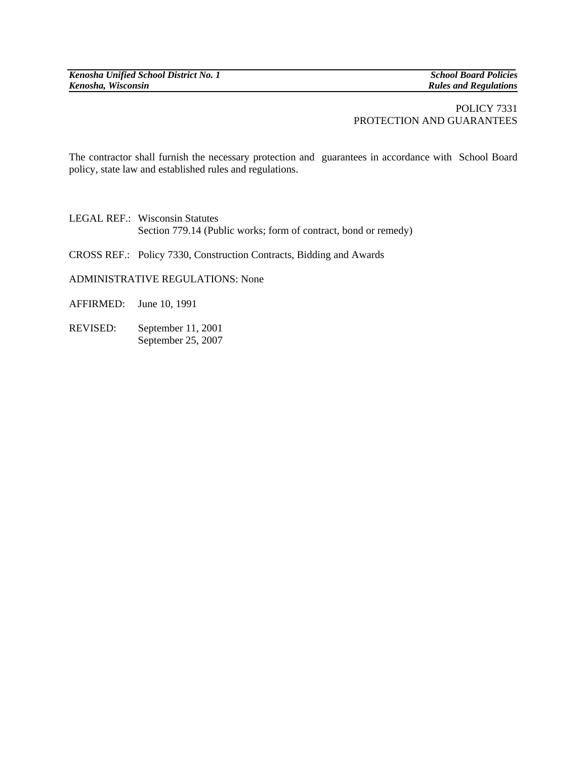POLICY 7331
PROTECTION AND GUARANTEES

The contractor shall furnish the necessary protection and guarantees in accordance with School Board policy, state law and established rules and regulations.

LEGAL REF.: Wisconsin Statutes
Section 779.14 (Public works; form of contract, bond or remedy)

CROSS REF.: Policy 7330, Construction Contracts, Bidding and Awards

ADMINISTRATIVE REGULATIONS: None

AFFIRMED: June 10, 1991

REVISED: September 11, 2001
September 25, 2007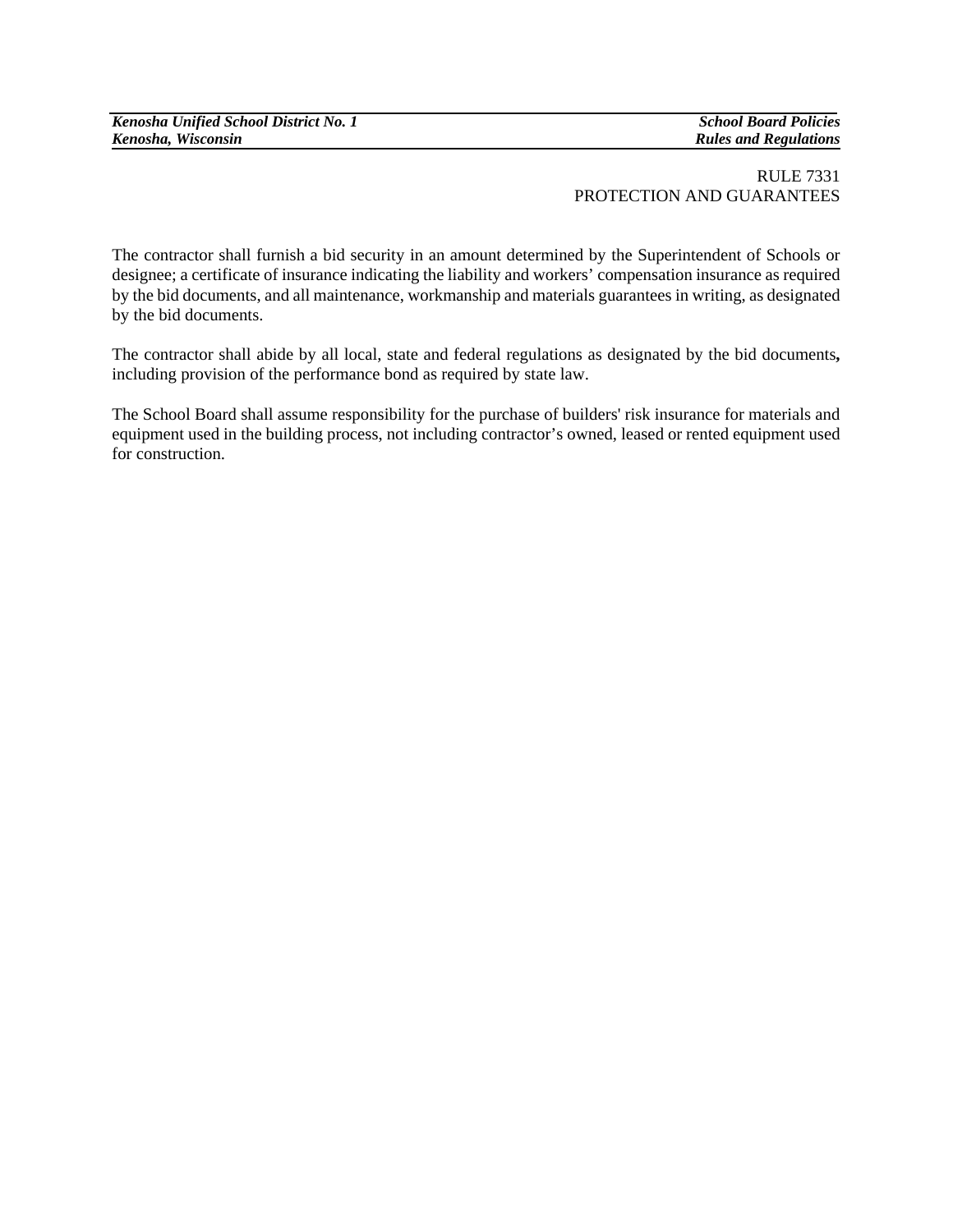RULE 7331
PROTECTION AND GUARANTEES

The contractor shall furnish a bid security in an amount determined by the Superintendent of Schools or designee; a certificate of insurance indicating the liability and workers' compensation insurance as required by the bid documents, and all maintenance, workmanship and materials guarantees in writing, as designated by the bid documents.

The contractor shall abide by all local, state and federal regulations as designated by the bid documents**,** including provision of the performance bond as required by state law.

The School Board shall assume responsibility for the purchase of builders' risk insurance for materials and equipment used in the building process, not including contractor's owned, leased or rented equipment used for construction.